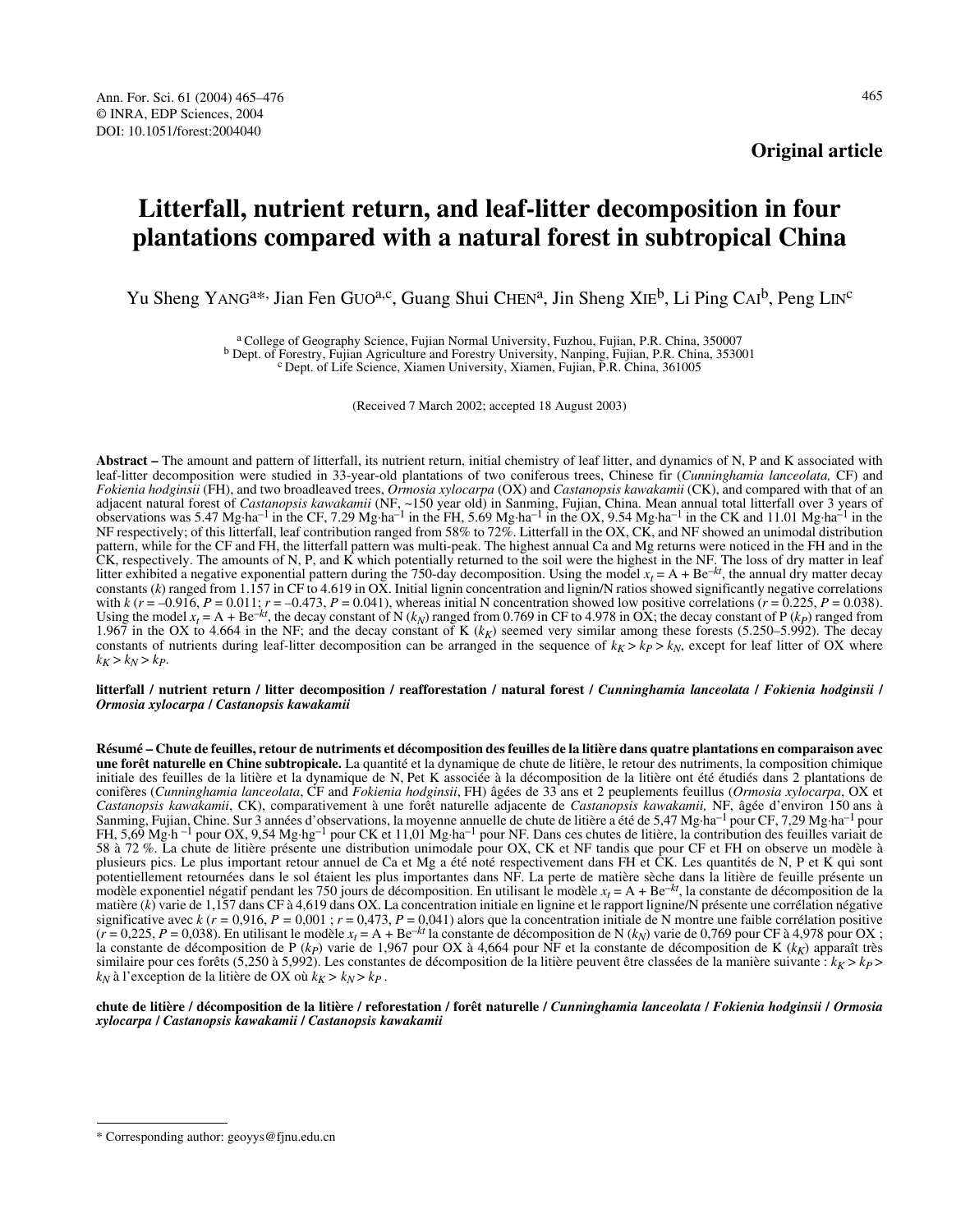**Original article**

# Litterfall, nutrient return, and leaf-litter decomposition in four plantations compared with a natural forest in subtropical China

Yu Sheng YANG[a*], Jian Fen GUO[a,c], Guang Shui CHEN[a], Jin Sheng XIE[b], Li Ping CAI[b], Peng LIN[c]

[a] College of Geography Science, Fujian Normal University, Fuzhou, Fujian, P.R. China, 350007
[b] Dept. of Forestry, Fujian Agriculture and Forestry University, Nanping, Fujian, P.R. China, 353001
[c] Dept. of Life Science, Xiamen University, Xiamen, Fujian, P.R. China, 361005

(Received 7 March 2002; accepted 18 August 2003)

**Abstract –** The amount and pattern of litterfall, its nutrient return, initial chemistry of leaf litter, and dynamics of N, P and K associated with leaf-litter decomposition were studied in 33-year-old plantations of two coniferous trees, Chinese fir (*Cunninghamia lanceolata,* CF) and *Fokienia hodginsii* (FH), and two broadleaved trees, *Ormosia xylocarpa* (OX) and *Castanopsis kawakamii* (CK), and compared with that of an adjacent natural forest of *Castanopsis kawakamii* (NF, ~150 year old) in Sanming, Fujian, China. Mean annual total litterfall over 3 years of observations was 5.47 $Mg \cdot ha^{-1}$ in the CF, 7.29 $Mg \cdot ha^{-1}$ in the FH, 5.69 $Mg \cdot ha^{-1}$ in the OX, 9.54 $Mg \cdot ha^{-1}$ in the CK and 11.01 $Mg \cdot ha^{-1}$ in the NF respectively; of this litterfall, leaf contribution ranged from 58% to 72%. Litterfall in the OX, CK, and NF showed an unimodal distribution pattern, while for the CF and FH, the litterfall pattern was multi-peak. The highest annual Ca and Mg returns were noticed in the FH and in the CK, respectively. The amounts of N, P, and K which potentially returned to the soil were the highest in the NF. The loss of dry matter in leaf litter exhibited a negative exponential pattern during the 750-day decomposition. Using the model $x_t = A + Be^{-kt}$, the annual dry matter decay constants ($k$) ranged from 1.157 in CF to 4.619 in OX. Initial lignin concentration and lignin/N ratios showed significantly negative correlations with $k$ ($r = -0.916$, $P = 0.011$; $r = -0.473$, $P = 0.041$), whereas initial N concentration showed low positive correlations ($r = 0.225$, $P = 0.038$). Using the model $x_t = A + Be^{-kt}$, the decay constant of N ($k_N$) ranged from 0.769 in CF to 4.978 in OX; the decay constant of P ($k_P$) ranged from 1.967 in the OX to 4.664 in the NF; and the decay constant of K ($k_K$) seemed very similar among these forests (5.250–5.992). The decay constants of nutrients during leaf-litter decomposition can be arranged in the sequence of $k_K > k_P > k_N$, except for leaf litter of OX where $k_K > k_N > k_P$.

**litterfall / nutrient return / litter decomposition / reafforestation / natural forest /** ***Cunninghamia lanceolata*** **/** ***Fokienia hodginsii*** **/** ***Ormosia xylocarpa*** **/** ***Castanopsis kawakamii***

**Résumé – Chute de feuilles, retour de nutriments et décomposition des feuilles de la litière dans quatre plantations en comparaison avec une forêt naturelle en Chine subtropicale.** La quantité et la dynamique de chute de litière, le retour des nutriments, la composition chimique initiale des feuilles de la litière et la dynamique de N, Pet K associée à la décomposition de la litière ont été étudiés dans 2 plantations de conifères (*Cunninghamia lanceolata*, CF and *Fokienia hodginsii*, FH) âgées de 33 ans et 2 peuplements feuillus (*Ormosia xylocarpa*, OX et *Castanopsis kawakamii*, CK), comparativement à une forêt naturelle adjacente de *Castanopsis kawakamii,* NF, âgée d'environ 150 ans à Sanming, Fujian, Chine. Sur 3 années d'observations, la moyenne annuelle de chute de litière a été de 5,47 $Mg \cdot ha^{-1}$ pour CF, 7,29 $Mg \cdot ha^{-1}$ pour FH, 5,69 $Mg \cdot h^{-1}$ pour OX, 9,54 $Mg \cdot hg^{-1}$ pour CK et 11,01 $Mg \cdot ha^{-1}$ pour NF. Dans ces chutes de litière, la contribution des feuilles variait de 58 à 72 %. La chute de litière présente une distribution unimodale pour OX, CK et NF tandis que pour CF et FH on observe un modèle à plusieurs pics. Le plus important retour annuel de Ca et Mg a été noté respectivement dans FH et CK. Les quantités de N, P et K qui sont potentiellement retournées dans le sol étaient les plus importantes dans NF. La perte de matière sèche dans la litière de feuille présente un modèle exponentiel négatif pendant les 750 jours de décomposition. En utilisant le modèle $x_t = A + Be^{-kt}$, la constante de décomposition de la matière ($k$) varie de 1,157 dans CF à 4,619 dans OX. La concentration initiale en lignine et le rapport lignine/N présente une corrélation négative significative avec $k$ ($r = 0,916$, $P = 0,001$ ; $r = 0,473$, $P = 0,041$) alors que la concentration initiale de N montre une faible corrélation positive ($r = 0,225$, $P = 0,038$). En utilisant le modèle $x_t = A + Be^{-kt}$ la constante de décomposition de N ($k_N$) varie de 0,769 pour CF à 4,978 pour OX ; la constante de décomposition de P ($k_P$) varie de 1,967 pour OX à 4,664 pour NF et la constante de décomposition de K ($k_K$) apparaît très similaire pour ces forêts (5,250 à 5,992). Les constantes de décomposition de la litière peuvent être classées de la manière suivante : $k_K > k_P > k_N$ à l'exception de la litière de OX où $k_K > k_N > k_P$ .

**chute de litière / décomposition de la litière / reforestation / forêt naturelle /** ***Cunninghamia lanceolata*** **/** ***Fokienia hodginsii*** **/** ***Ormosia xylocarpa*** **/** ***Castanopsis kawakamii*** **/** ***Castanopsis kawakamii***

---

\* Corresponding author: geoyys@fjnu.edu.cn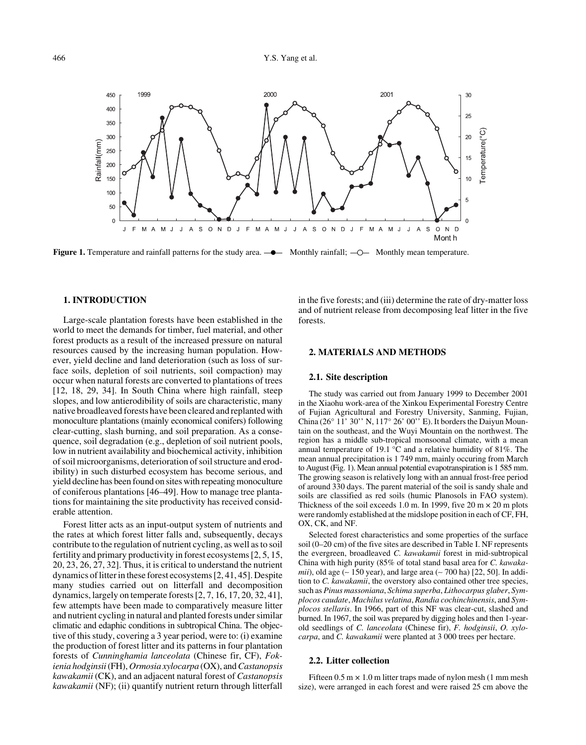**Figure 1.** Temperature and rainfall patterns for the study area. —●— Monthly rainfall; —○— Monthly mean temperature.

## 1. INTRODUCTION

Large-scale plantation forests have been established in the world to meet the demands for timber, fuel material, and other forest products as a result of the increased pressure on natural resources caused by the increasing human population. However, yield decline and land deterioration (such as loss of surface soils, depletion of soil nutrients, soil compaction) may occur when natural forests are converted to plantations of trees [12, 18, 29, 34]. In South China where high rainfall, steep slopes, and low antierodibility of soils are characteristic, many native broadleaved forests have been cleared and replanted with monoculture plantations (mainly economical conifers) following clear-cutting, slash burning, and soil preparation. As a consequence, soil degradation (e.g., depletion of soil nutrient pools, low in nutrient availability and biochemical activity, inhibition of soil microorganisms, deterioration of soil structure and erodibility) in such disturbed ecosystem has become serious, and yield decline has been found on sites with repeating monoculture of coniferous plantations [46–49]. How to manage tree plantations for maintaining the site productivity has received considerable attention.

Forest litter acts as an input-output system of nutrients and the rates at which forest litter falls and, subsequently, decays contribute to the regulation of nutrient cycling, as well as to soil fertility and primary productivity in forest ecosystems [2, 5, 15, 20, 23, 26, 27, 32]. Thus, it is critical to understand the nutrient dynamics of litter in these forest ecosystems [2, 41, 45]. Despite many studies carried out on litterfall and decomposition dynamics, largely on temperate forests [2, 7, 16, 17, 20, 32, 41], few attempts have been made to comparatively measure litter and nutrient cycling in natural and planted forests under similar climatic and edaphic conditions in subtropical China. The objective of this study, covering a 3 year period, were to: (i) examine the production of forest litter and its patterns in four plantation forests of *Cunninghamia lanceolata* (Chinese fir, CF), *Fokienia hodginsii* (FH), *Ormosia xylocarpa* (OX), and *Castanopsis kawakamii* (CK), and an adjacent natural forest of *Castanopsis kawakamii* (NF); (ii) quantify nutrient return through litterfall in the five forests; and (iii) determine the rate of dry-matter loss and of nutrient release from decomposing leaf litter in the five forests.

## 2. MATERIALS AND METHODS

### 2.1. Site description

The study was carried out from January 1999 to December 2001 in the Xiaohu work-area of the Xinkou Experimental Forestry Centre of Fujian Agricultural and Forestry University, Sanming, Fujian, China (26° 11' 30'' N, 117° 26' 00'' E). It borders the Daiyun Mountain on the southeast, and the Wuyi Mountain on the northwest. The region has a middle sub-tropical monsoonal climate, with a mean annual temperature of 19.1 °C and a relative humidity of 81%. The mean annual precipitation is 1 749 mm, mainly occuring from March to August (Fig. 1). Mean annual potential evapotranspiration is 1 585 mm. The growing season is relatively long with an annual frost-free period of around 330 days. The parent material of the soil is sandy shale and soils are classified as red soils (humic Planosols in FAO system). Thickness of the soil exceeds 1.0 m. In 1999, five 20 m × 20 m plots were randomly established at the midslope position in each of CF, FH, OX, CK, and NF.

Selected forest characteristics and some properties of the surface soil (0–20 cm) of the five sites are described in Table I. NF represents the evergreen, broadleaved *C. kawakamii* forest in mid-subtropical China with high purity (85% of total stand basal area for *C. kawakamii*), old age (~ 150 year), and large area (~ 700 ha) [22, 50]. In addition to *C. kawakamii*, the overstory also contained other tree species, such as *Pinus massoniana*, *Schima superba*, *Lithocarpus glaber*, *Symplocos caudate*, *Machilus velatina*, *Randia cochinchinensis*, and *Symplocos stellaris*. In 1966, part of this NF was clear-cut, slashed and burned. In 1967, the soil was prepared by digging holes and then 1-year-old seedlings of *C. lanceolata* (Chinese fir), *F. hodginsii*, *O. xylocarpa*, and *C. kawakamii* were planted at 3 000 trees per hectare.

### 2.2. Litter collection

Fifteen 0.5 m × 1.0 m litter traps made of nylon mesh (1 mm mesh size), were arranged in each forest and were raised 25 cm above the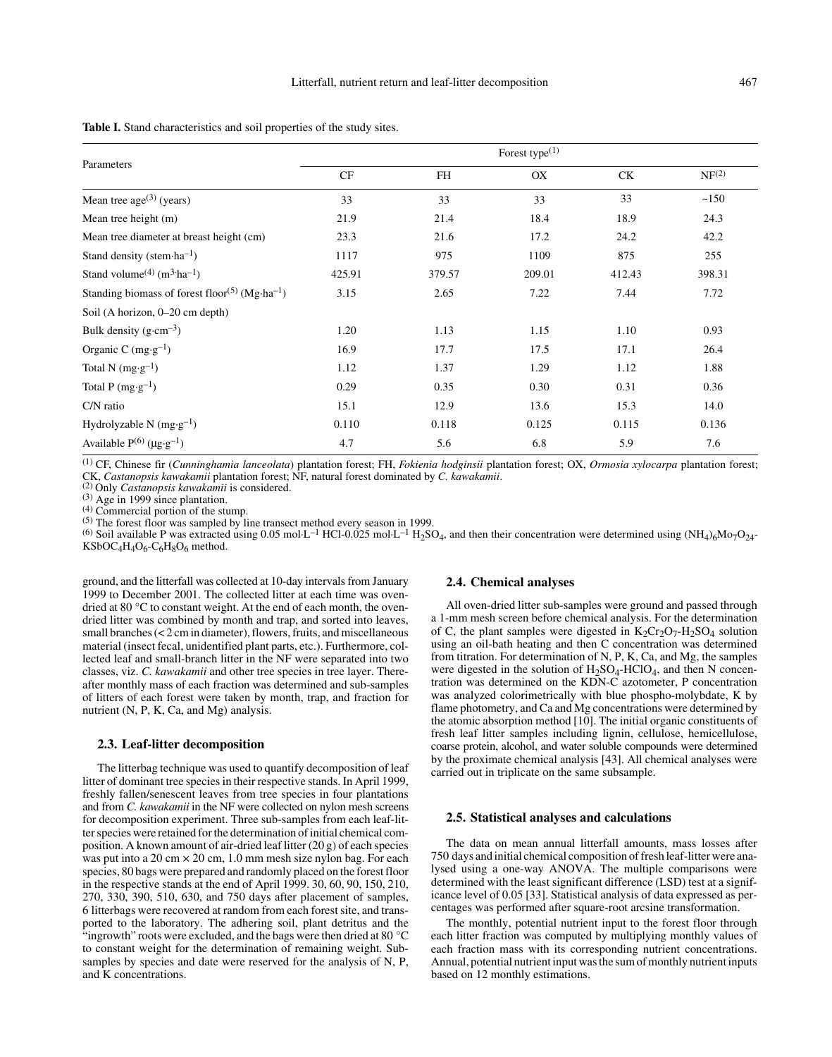**Table I.** Stand characteristics and soil properties of the study sites.

| Parameters | Forest type(1) | | | | |
|---|---|---|---|---|---|
| | CF | FH | OX | CK | NF(2) |
| Mean tree age(3) (years) | 33 | 33 | 33 | 33 | ~150 |
| Mean tree height (m) | 21.9 | 21.4 | 18.4 | 18.9 | 24.3 |
| Mean tree diameter at breast height (cm) | 23.3 | 21.6 | 17.2 | 24.2 | 42.2 |
| Stand density ($stem \cdot ha^{-1}$) | 1117 | 975 | 1109 | 875 | 255 |
| Stand volume(4) ($m^3 \cdot ha^{-1}$) | 425.91 | 379.57 | 209.01 | 412.43 | 398.31 |
| Standing biomass of forest floor(5) ($Mg \cdot ha^{-1}$) | 3.15 | 2.65 | 7.22 | 7.44 | 7.72 |
| Soil (A horizon, 0–20 cm depth) | | | | | |
| Bulk density ($g \cdot cm^{-3}$) | 1.20 | 1.13 | 1.15 | 1.10 | 0.93 |
| Organic C ($mg \cdot g^{-1}$) | 16.9 | 17.7 | 17.5 | 17.1 | 26.4 |
| Total N ($mg \cdot g^{-1}$) | 1.12 | 1.37 | 1.29 | 1.12 | 1.88 |
| Total P ($mg \cdot g^{-1}$) | 0.29 | 0.35 | 0.30 | 0.31 | 0.36 |
| C/N ratio | 15.1 | 12.9 | 13.6 | 15.3 | 14.0 |
| Hydrolyzable N ($mg \cdot g^{-1}$) | 0.110 | 0.118 | 0.125 | 0.115 | 0.136 |
| Available P(6) ($\mu g \cdot g^{-1}$) | 4.7 | 5.6 | 6.8 | 5.9 | 7.6 |

(1) CF, Chinese fir (*Cunninghamia lanceolata*) plantation forest; FH, *Fokienia hodginsii* plantation forest; OX, *Ormosia xylocarpa* plantation forest; CK, *Castanopsis kawakamii* plantation forest; NF, natural forest dominated by *C. kawakamii*.
(2) Only *Castanopsis kawakamii* is considered.
(3) Age in 1999 since plantation.
(4) Commercial portion of the stump.
(5) The forest floor was sampled by line transect method every season in 1999.
(6) Soil available P was extracted using 0.05 $mol \cdot L^{-1}$ HCl-0.025 $mol \cdot L^{-1}$ $H_2SO_4$, and then their concentration were determined using $(NH_4)_6Mo_7O_{24}$-$KSbOC_4H_4O_6$-$C_6H_8O_6$ method.

ground, and the litterfall was collected at 10-day intervals from January 1999 to December 2001. The collected litter at each time was oven-dried at 80 °C to constant weight. At the end of each month, the oven-dried litter was combined by month and trap, and sorted into leaves, small branches (< 2 cm in diameter), flowers, fruits, and miscellaneous material (insect fecal, unidentified plant parts, etc.). Furthermore, collected leaf and small-branch litter in the NF were separated into two classes, viz. *C. kawakamii* and other tree species in tree layer. Thereafter monthly mass of each fraction was determined and sub-samples of litters of each forest were taken by month, trap, and fraction for nutrient (N, P, K, Ca, and Mg) analysis.

### 2.3. Leaf-litter decomposition

The litterbag technique was used to quantify decomposition of leaf litter of dominant tree species in their respective stands. In April 1999, freshly fallen/senescent leaves from tree species in four plantations and from *C. kawakamii* in the NF were collected on nylon mesh screens for decomposition experiment. Three sub-samples from each leaf-litter species were retained for the determination of initial chemical composition. A known amount of air-dried leaf litter (20 g) of each species was put into a 20 cm × 20 cm, 1.0 mm mesh size nylon bag. For each species, 80 bags were prepared and randomly placed on the forest floor in the respective stands at the end of April 1999. 30, 60, 90, 150, 210, 270, 330, 390, 510, 630, and 750 days after placement of samples, 6 litterbags were recovered at random from each forest site, and transported to the laboratory. The adhering soil, plant detritus and the "ingrowth" roots were excluded, and the bags were then dried at 80 °C to constant weight for the determination of remaining weight. Sub-samples by species and date were reserved for the analysis of N, P, and K concentrations.

### 2.4. Chemical analyses

All oven-dried litter sub-samples were ground and passed through a 1-mm mesh screen before chemical analysis. For the determination of C, the plant samples were digested in $K_2Cr_2O_7$-$H_2SO_4$ solution using an oil-bath heating and then C concentration was determined from titration. For determination of N, P, K, Ca, and Mg, the samples were digested in the solution of $H_2SO_4$-$HClO_4$, and then N concentration was determined on the KDN-C azotometer, P concentration was analyzed colorimetrically with blue phospho-molybdate, K by flame photometry, and Ca and Mg concentrations were determined by the atomic absorption method [10]. The initial organic constituents of fresh leaf litter samples including lignin, cellulose, hemicellulose, coarse protein, alcohol, and water soluble compounds were determined by the proximate chemical analysis [43]. All chemical analyses were carried out in triplicate on the same subsample.

### 2.5. Statistical analyses and calculations

The data on mean annual litterfall amounts, mass losses after 750 days and initial chemical composition of fresh leaf-litter were analysed using a one-way ANOVA. The multiple comparisons were determined with the least significant difference (LSD) test at a significance level of 0.05 [33]. Statistical analysis of data expressed as percentages was performed after square-root arcsine transformation.

The monthly, potential nutrient input to the forest floor through each litter fraction was computed by multiplying monthly values of each fraction mass with its corresponding nutrient concentrations. Annual, potential nutrient input was the sum of monthly nutrient inputs based on 12 monthly estimations.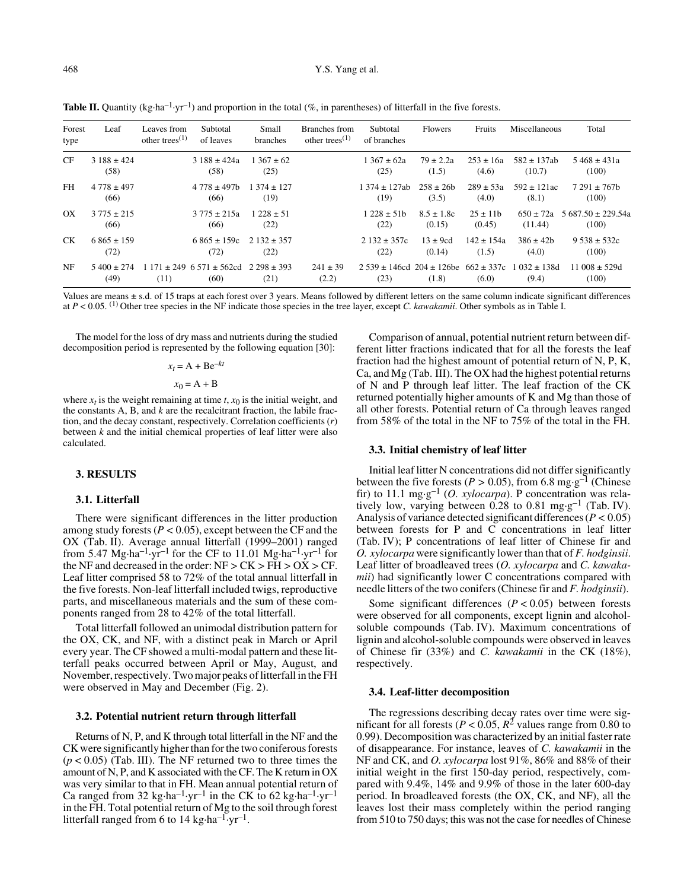**Table II.** Quantity (kg·ha$^{-1}$·yr$^{-1}$) and proportion in the total (%, in parentheses) of litterfall in the five forests.

| Forest type | Leaf | Leaves from other trees[(1)] | Subtotal of leaves | Small branches | Branches from other trees[(1)] | Subtotal of branches | Flowers | Fruits | Miscellaneous | Total |
|---|---|---|---|---|---|---|---|---|---|---|
| CF | 3 188 ± 424 (58) | | 3 188 ± 424a (58) | 1 367 ± 62 (25) | | 1 367 ± 62a (25) | 79 ± 2.2a (1.5) | 253 ± 16a (4.6) | 582 ± 137ab (10.7) | 5 468 ± 431a (100) |
| FH | 4 778 ± 497 (66) | | 4 778 ± 497b (66) | 1 374 ± 127 (19) | | 1 374 ± 127ab (19) | 258 ± 26b (3.5) | 289 ± 53a (4.0) | 592 ± 121ac (8.1) | 7 291 ± 767b (100) |
| OX | 3 775 ± 215 (66) | | 3 775 ± 215a (66) | 1 228 ± 51 (22) | | 1 228 ± 51b (22) | 8.5 ± 1.8c (0.15) | 25 ± 11b (0.45) | 650 ± 72a (11.44) | 5 687.50 ± 229.54a (100) |
| CK | 6 865 ± 159 (72) | | 6 865 ± 159c (72) | 2 132 ± 357 (22) | | 2 132 ± 357c (22) | 13 ± 9cd (0.14) | 142 ± 154a (1.5) | 386 ± 42b (4.0) | 9 538 ± 532c (100) |
| NF | 5 400 ± 274 (49) | 1 171 ± 249 (11) | 6 571 ± 562cd (60) | 2 298 ± 393 (21) | 241 ± 39 (2.2) | 2 539 ± 146cd (23) | 204 ± 126be (1.8) | 662 ± 337c (6.0) | 1 032 ± 138d (9.4) | 11 008 ± 529d (100) |

Values are means ± s.d. of 15 traps at each forest over 3 years. Means followed by different letters on the same column indicate significant differences at $P < 0.05$. [(1)] Other tree species in the NF indicate those species in the tree layer, except *C. kawakamii*. Other symbols as in Table I.

The model for the loss of dry mass and nutrients during the studied decomposition period is represented by the following equation [30]:

$$x_t = \mathrm{A} + \mathrm{B}e^{-kt}$$

$$x_0 = \mathrm{A} + \mathrm{B}$$

where $x_t$ is the weight remaining at time $t$, $x_0$ is the initial weight, and the constants A, B, and $k$ are the recalcitrant fraction, the labile fraction, and the decay constant, respectively. Correlation coefficients ($r$) between $k$ and the initial chemical properties of leaf litter were also calculated.

## 3. RESULTS

### 3.1. Litterfall

There were significant differences in the litter production among study forests ($P < 0.05$), except between the CF and the OX (Tab. II). Average annual litterfall (1999–2001) ranged from 5.47 Mg·ha$^{-1}$·yr$^{-1}$ for the CF to 11.01 Mg·ha$^{-1}$·yr$^{-1}$ for the NF and decreased in the order: NF > CK > FH > OX > CF. Leaf litter comprised 58 to 72% of the total annual litterfall in the five forests. Non-leaf litterfall included twigs, reproductive parts, and miscellaneous materials and the sum of these components ranged from 28 to 42% of the total litterfall.

Total litterfall followed an unimodal distribution pattern for the OX, CK, and NF, with a distinct peak in March or April every year. The CF showed a multi-modal pattern and these litterfall peaks occurred between April or May, August, and November, respectively. Two major peaks of litterfall in the FH were observed in May and December (Fig. 2).

### 3.2. Potential nutrient return through litterfall

Returns of N, P, and K through total litterfall in the NF and the CK were significantly higher than for the two coniferous forests ($p < 0.05$) (Tab. III). The NF returned two to three times the amount of N, P, and K associated with the CF. The K return in OX was very similar to that in FH. Mean annual potential return of Ca ranged from 32 kg·ha$^{-1}$·yr$^{-1}$ in the CK to 62 kg·ha$^{-1}$·yr$^{-1}$ in the FH. Total potential return of Mg to the soil through forest litterfall ranged from 6 to 14 kg·ha$^{-1}$·yr$^{-1}$.

Comparison of annual, potential nutrient return between different litter fractions indicated that for all the forests the leaf fraction had the highest amount of potential return of N, P, K, Ca, and Mg (Tab. III). The OX had the highest potential returns of N and P through leaf litter. The leaf fraction of the CK returned potentially higher amounts of K and Mg than those of all other forests. Potential return of Ca through leaves ranged from 58% of the total in the NF to 75% of the total in the FH.

### 3.3. Initial chemistry of leaf litter

Initial leaf litter N concentrations did not differ significantly between the five forests ($P > 0.05$), from 6.8 mg·g$^{-1}$ (Chinese fir) to 11.1 mg·g$^{-1}$ (*O. xylocarpa*). P concentration was relatively low, varying between 0.28 to 0.81 mg·g$^{-1}$ (Tab. IV). Analysis of variance detected significant differences ($P < 0.05$) between forests for P and C concentrations in leaf litter (Tab. IV); P concentrations of leaf litter of Chinese fir and *O. xylocarpa* were significantly lower than that of *F. hodginsii*. Leaf litter of broadleaved trees (*O. xylocarpa* and *C. kawakamii*) had significantly lower C concentrations compared with needle litters of the two conifers (Chinese fir and *F. hodginsii*).

Some significant differences ($P < 0.05$) between forests were observed for all components, except lignin and alcohol-soluble compounds (Tab. IV). Maximum concentrations of lignin and alcohol-soluble compounds were observed in leaves of Chinese fir (33%) and *C. kawakamii* in the CK (18%), respectively.

### 3.4. Leaf-litter decomposition

The regressions describing decay rates over time were significant for all forests ($P < 0.05$, $R^2$ values range from 0.80 to 0.99). Decomposition was characterized by an initial faster rate of disappearance. For instance, leaves of *C. kawakamii* in the NF and CK, and *O. xylocarpa* lost 91%, 86% and 88% of their initial weight in the first 150-day period, respectively, compared with 9.4%, 14% and 9.9% of those in the later 600-day period. In broadleaved forests (the OX, CK, and NF), all the leaves lost their mass completely within the period ranging from 510 to 750 days; this was not the case for needles of Chinese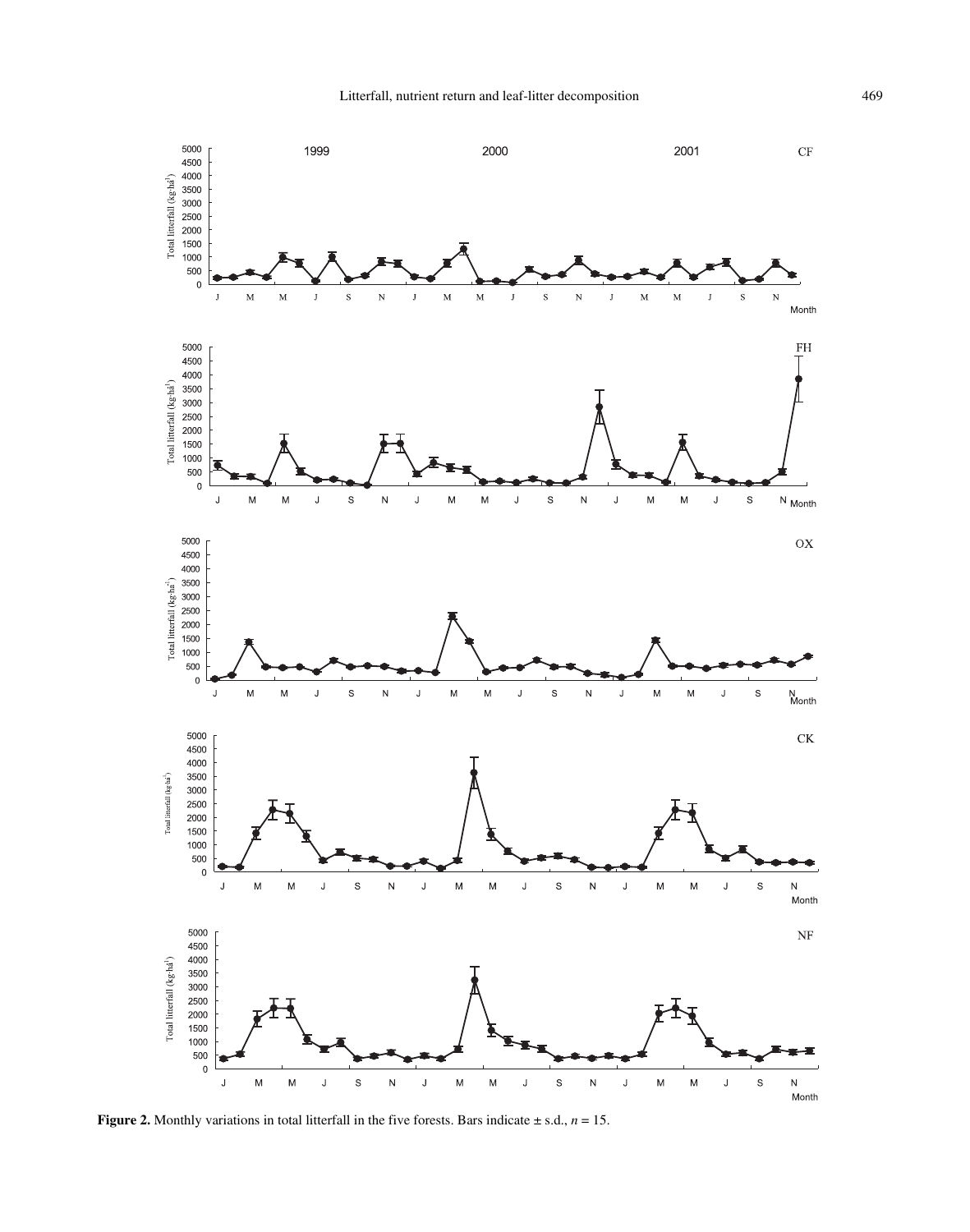**Figure 2.** Monthly variations in total litterfall in the five forests. Bars indicate ± s.d., $n = 15$.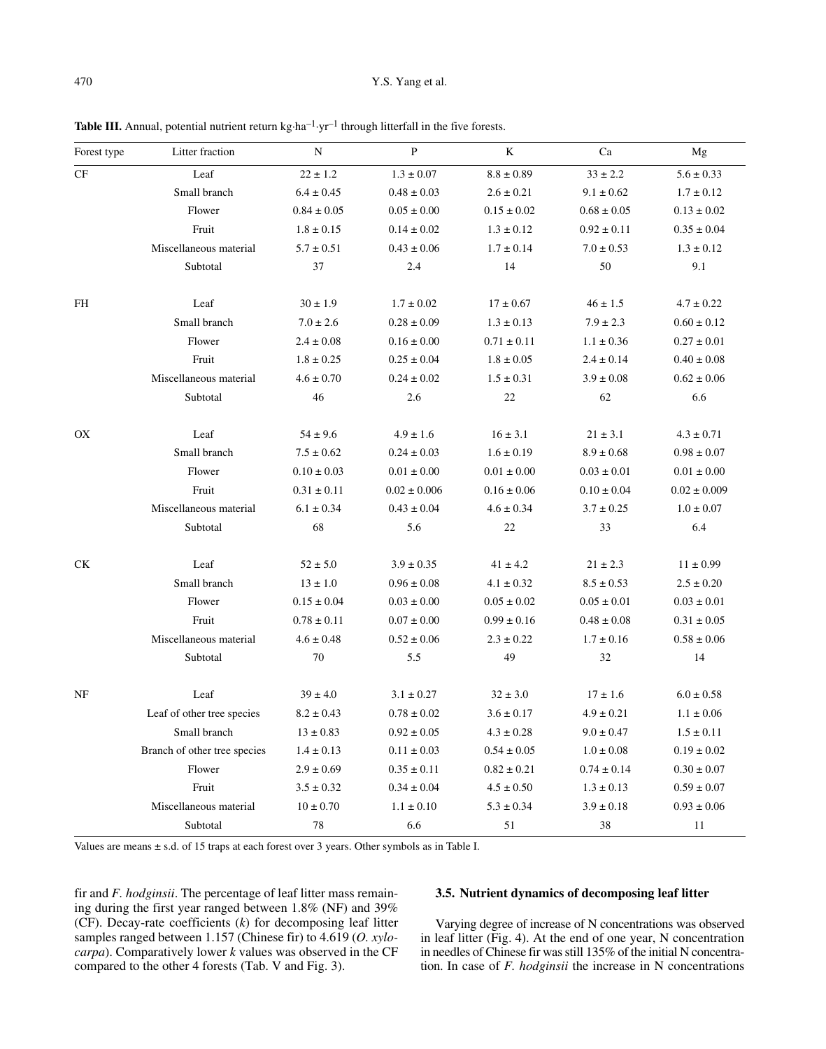**Table III.** Annual, potential nutrient return kg·ha$^{-1}$·yr$^{-1}$ through litterfall in the five forests.

| Forest type | Litter fraction | N | P | K | Ca | Mg |
|---|---|---|---|---|---|---|
| CF | Leaf | 22 ± 1.2 | 1.3 ± 0.07 | 8.8 ± 0.89 | 33 ± 2.2 | 5.6 ± 0.33 |
| | Small branch | 6.4 ± 0.45 | 0.48 ± 0.03 | 2.6 ± 0.21 | 9.1 ± 0.62 | 1.7 ± 0.12 |
| | Flower | 0.84 ± 0.05 | 0.05 ± 0.00 | 0.15 ± 0.02 | 0.68 ± 0.05 | 0.13 ± 0.02 |
| | Fruit | 1.8 ± 0.15 | 0.14 ± 0.02 | 1.3 ± 0.12 | 0.92 ± 0.11 | 0.35 ± 0.04 |
| | Miscellaneous material | 5.7 ± 0.51 | 0.43 ± 0.06 | 1.7 ± 0.14 | 7.0 ± 0.53 | 1.3 ± 0.12 |
| | Subtotal | 37 | 2.4 | 14 | 50 | 9.1 |
| FH | Leaf | 30 ± 1.9 | 1.7 ± 0.02 | 17 ± 0.67 | 46 ± 1.5 | 4.7 ± 0.22 |
| | Small branch | 7.0 ± 2.6 | 0.28 ± 0.09 | 1.3 ± 0.13 | 7.9 ± 2.3 | 0.60 ± 0.12 |
| | Flower | 2.4 ± 0.08 | 0.16 ± 0.00 | 0.71 ± 0.11 | 1.1 ± 0.36 | 0.27 ± 0.01 |
| | Fruit | 1.8 ± 0.25 | 0.25 ± 0.04 | 1.8 ± 0.05 | 2.4 ± 0.14 | 0.40 ± 0.08 |
| | Miscellaneous material | 4.6 ± 0.70 | 0.24 ± 0.02 | 1.5 ± 0.31 | 3.9 ± 0.08 | 0.62 ± 0.06 |
| | Subtotal | 46 | 2.6 | 22 | 62 | 6.6 |
| OX | Leaf | 54 ± 9.6 | 4.9 ± 1.6 | 16 ± 3.1 | 21 ± 3.1 | 4.3 ± 0.71 |
| | Small branch | 7.5 ± 0.62 | 0.24 ± 0.03 | 1.6 ± 0.19 | 8.9 ± 0.68 | 0.98 ± 0.07 |
| | Flower | 0.10 ± 0.03 | 0.01 ± 0.00 | 0.01 ± 0.00 | 0.03 ± 0.01 | 0.01 ± 0.00 |
| | Fruit | 0.31 ± 0.11 | 0.02 ± 0.006 | 0.16 ± 0.06 | 0.10 ± 0.04 | 0.02 ± 0.009 |
| | Miscellaneous material | 6.1 ± 0.34 | 0.43 ± 0.04 | 4.6 ± 0.34 | 3.7 ± 0.25 | 1.0 ± 0.07 |
| | Subtotal | 68 | 5.6 | 22 | 33 | 6.4 |
| CK | Leaf | 52 ± 5.0 | 3.9 ± 0.35 | 41 ± 4.2 | 21 ± 2.3 | 11 ± 0.99 |
| | Small branch | 13 ± 1.0 | 0.96 ± 0.08 | 4.1 ± 0.32 | 8.5 ± 0.53 | 2.5 ± 0.20 |
| | Flower | 0.15 ± 0.04 | 0.03 ± 0.00 | 0.05 ± 0.02 | 0.05 ± 0.01 | 0.03 ± 0.01 |
| | Fruit | 0.78 ± 0.11 | 0.07 ± 0.00 | 0.99 ± 0.16 | 0.48 ± 0.08 | 0.31 ± 0.05 |
| | Miscellaneous material | 4.6 ± 0.48 | 0.52 ± 0.06 | 2.3 ± 0.22 | 1.7 ± 0.16 | 0.58 ± 0.06 |
| | Subtotal | 70 | 5.5 | 49 | 32 | 14 |
| NF | Leaf | 39 ± 4.0 | 3.1 ± 0.27 | 32 ± 3.0 | 17 ± 1.6 | 6.0 ± 0.58 |
| | Leaf of other tree species | 8.2 ± 0.43 | 0.78 ± 0.02 | 3.6 ± 0.17 | 4.9 ± 0.21 | 1.1 ± 0.06 |
| | Small branch | 13 ± 0.83 | 0.92 ± 0.05 | 4.3 ± 0.28 | 9.0 ± 0.47 | 1.5 ± 0.11 |
| | Branch of other tree species | 1.4 ± 0.13 | 0.11 ± 0.03 | 0.54 ± 0.05 | 1.0 ± 0.08 | 0.19 ± 0.02 |
| | Flower | 2.9 ± 0.69 | 0.35 ± 0.11 | 0.82 ± 0.21 | 0.74 ± 0.14 | 0.30 ± 0.07 |
| | Fruit | 3.5 ± 0.32 | 0.34 ± 0.04 | 4.5 ± 0.50 | 1.3 ± 0.13 | 0.59 ± 0.07 |
| | Miscellaneous material | 10 ± 0.70 | 1.1 ± 0.10 | 5.3 ± 0.34 | 3.9 ± 0.18 | 0.93 ± 0.06 |
| | Subtotal | 78 | 6.6 | 51 | 38 | 11 |

Values are means ± s.d. of 15 traps at each forest over 3 years. Other symbols as in Table I.

fir and *F. hodginsii*. The percentage of leaf litter mass remaining during the first year ranged between 1.8% (NF) and 39% (CF). Decay-rate coefficients ($k$) for decomposing leaf litter samples ranged between 1.157 (Chinese fir) to 4.619 (*O. xylocarpa*). Comparatively lower $k$ values was observed in the CF compared to the other 4 forests (Tab. V and Fig. 3).

### 3.5. Nutrient dynamics of decomposing leaf litter

Varying degree of increase of N concentrations was observed in leaf litter (Fig. 4). At the end of one year, N concentration in needles of Chinese fir was still 135% of the initial N concentration. In case of *F. hodginsii* the increase in N concentrations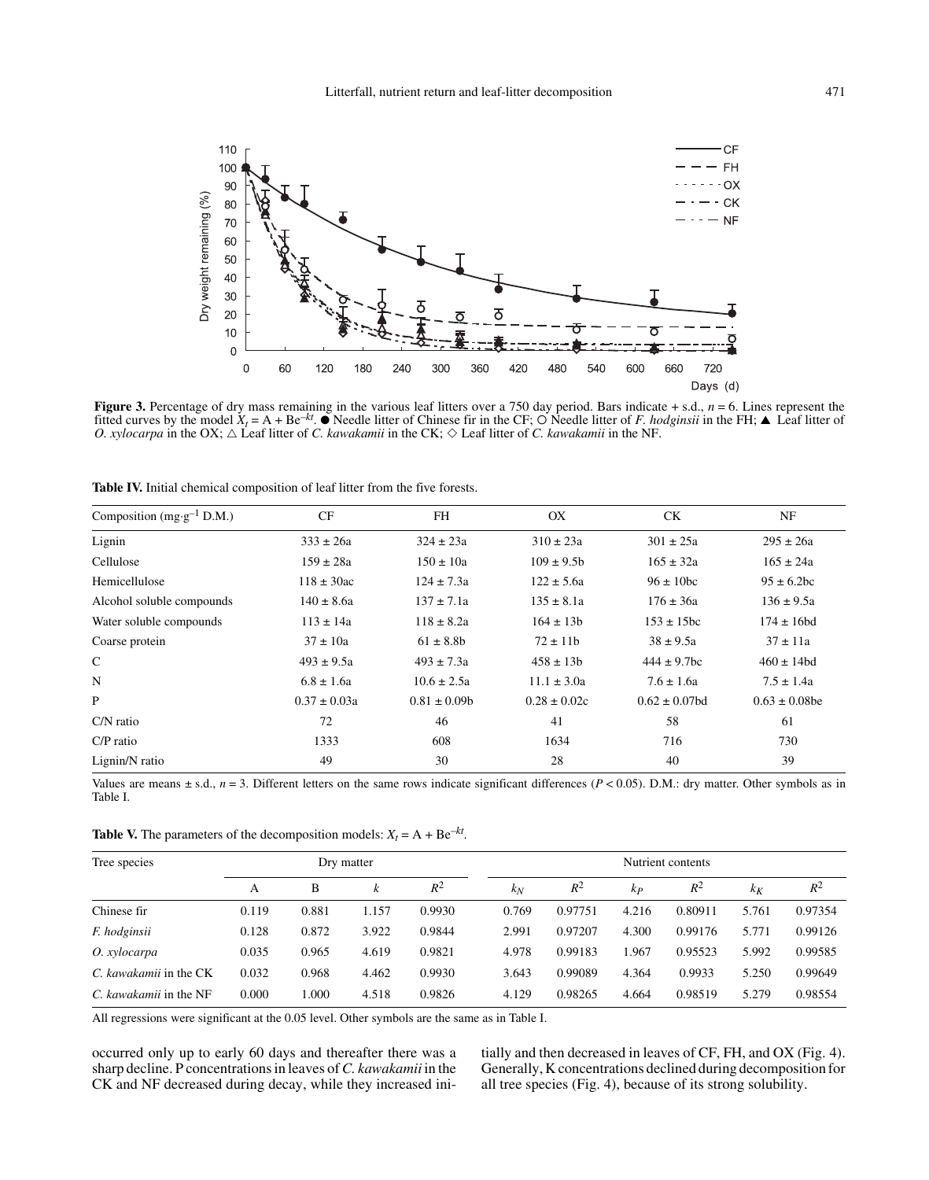**Figure 3.** Percentage of dry mass remaining in the various leaf litters over a 750 day period. Bars indicate + s.d., $n = 6$. Lines represent the fitted curves by the model $X_t = A + Be^{-kt}$. ● Needle litter of Chinese fir in the CF; ○ Needle litter of *F. hodginsii* in the FH; ▲ Leaf litter of *O. xylocarpa* in the OX; △ Leaf litter of *C. kawakamii* in the CK; ◇ Leaf litter of *C. kawakamii* in the NF.

**Table IV.** Initial chemical composition of leaf litter from the five forests.

| Composition (mg·g$^{-1}$ D.M.) | CF | FH | OX | CK | NF |
|---|---|---|---|---|---|
| Lignin | 333 ± 26a | 324 ± 23a | 310 ± 23a | 301 ± 25a | 295 ± 26a |
| Cellulose | 159 ± 28a | 150 ± 10a | 109 ± 9.5b | 165 ± 32a | 165 ± 24a |
| Hemicellulose | 118 ± 30ac | 124 ± 7.3a | 122 ± 5.6a | 96 ± 10bc | 95 ± 6.2bc |
| Alcohol soluble compounds | 140 ± 8.6a | 137 ± 7.1a | 135 ± 8.1a | 176 ± 36a | 136 ± 9.5a |
| Water soluble compounds | 113 ± 14a | 118 ± 8.2a | 164 ± 13b | 153 ± 15bc | 174 ± 16bd |
| Coarse protein | 37 ± 10a | 61 ± 8.8b | 72 ± 11b | 38 ± 9.5a | 37 ± 11a |
| C | 493 ± 9.5a | 493 ± 7.3a | 458 ± 13b | 444 ± 9.7bc | 460 ± 14bd |
| N | 6.8 ± 1.6a | 10.6 ± 2.5a | 11.1 ± 3.0a | 7.6 ± 1.6a | 7.5 ± 1.4a |
| P | 0.37 ± 0.03a | 0.81 ± 0.09b | 0.28 ± 0.02c | 0.62 ± 0.07bd | 0.63 ± 0.08be |
| C/N ratio | 72 | 46 | 41 | 58 | 61 |
| C/P ratio | 1333 | 608 | 1634 | 716 | 730 |
| Lignin/N ratio | 49 | 30 | 28 | 40 | 39 |

Values are means ± s.d., $n = 3$. Different letters on the same rows indicate significant differences ($P < 0.05$). D.M.: dry matter. Other symbols as in Table I.

**Table V.** The parameters of the decomposition models: $X_t = A + Be^{-kt}$.

| Tree species | Dry matter | | | | Nutrient contents | | | | | |
|---|---|---|---|---|---|---|---|---|---|---|
| | A | B | $k$ | $R^2$ | $k_N$ | $R^2$ | $k_P$ | $R^2$ | $k_K$ | $R^2$ |
| Chinese fir | 0.119 | 0.881 | 1.157 | 0.9930 | 0.769 | 0.97751 | 4.216 | 0.80911 | 5.761 | 0.97354 |
| *F. hodginsii* | 0.128 | 0.872 | 3.922 | 0.9844 | 2.991 | 0.97207 | 4.300 | 0.99176 | 5.771 | 0.99126 |
| *O. xylocarpa* | 0.035 | 0.965 | 4.619 | 0.9821 | 4.978 | 0.99183 | 1.967 | 0.95523 | 5.992 | 0.99585 |
| *C. kawakamii* in the CK | 0.032 | 0.968 | 4.462 | 0.9930 | 3.643 | 0.99089 | 4.364 | 0.9933 | 5.250 | 0.99649 |
| *C. kawakamii* in the NF | 0.000 | 1.000 | 4.518 | 0.9826 | 4.129 | 0.98265 | 4.664 | 0.98519 | 5.279 | 0.98554 |

All regressions were significant at the 0.05 level. Other symbols are the same as in Table I.

occurred only up to early 60 days and thereafter there was a sharp decline. P concentrations in leaves of *C. kawakamii* in the CK and NF decreased during decay, while they increased initially and then decreased in leaves of CF, FH, and OX (Fig. 4). Generally, K concentrations declined during decomposition for all tree species (Fig. 4), because of its strong solubility.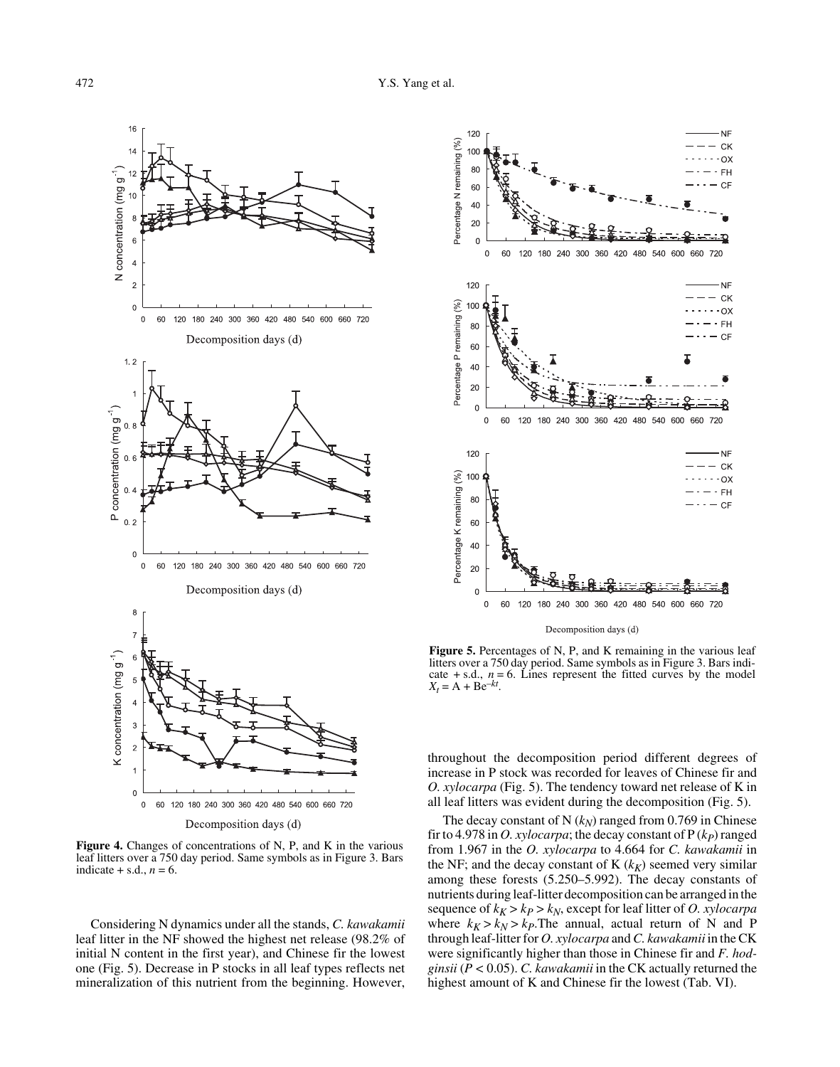**Figure 4.** Changes of concentrations of N, P, and K in the various leaf litters over a 750 day period. Same symbols as in Figure 3. Bars indicate + s.d., $n = 6$.

**Figure 5.** Percentages of N, P, and K remaining in the various leaf litters over a 750 day period. Same symbols as in Figure 3. Bars indicate + s.d., $n = 6$. Lines represent the fitted curves by the model $X_t = A + Be^{-kt}$.

Considering N dynamics under all the stands, *C. kawakamii* leaf litter in the NF showed the highest net release (98.2% of initial N content in the first year), and Chinese fir the lowest one (Fig. 5). Decrease in P stocks in all leaf types reflects net mineralization of this nutrient from the beginning. However, throughout the decomposition period different degrees of increase in P stock was recorded for leaves of Chinese fir and *O. xylocarpa* (Fig. 5). The tendency toward net release of K in all leaf litters was evident during the decomposition (Fig. 5).

The decay constant of N ($k_N$) ranged from 0.769 in Chinese fir to 4.978 in *O. xylocarpa*; the decay constant of P ($k_P$) ranged from 1.967 in the *O. xylocarpa* to 4.664 for *C. kawakamii* in the NF; and the decay constant of K ($k_K$) seemed very similar among these forests (5.250–5.992). The decay constants of nutrients during leaf-litter decomposition can be arranged in the sequence of $k_K > k_P > k_N$, except for leaf litter of *O. xylocarpa* where $k_K > k_N > k_P$. The annual, actual return of N and P through leaf-litter for *O. xylocarpa* and *C. kawakamii* in the CK were significantly higher than those in Chinese fir and *F. hodginsii* ($P < 0.05$). *C. kawakamii* in the CK actually returned the highest amount of K and Chinese fir the lowest (Tab. VI).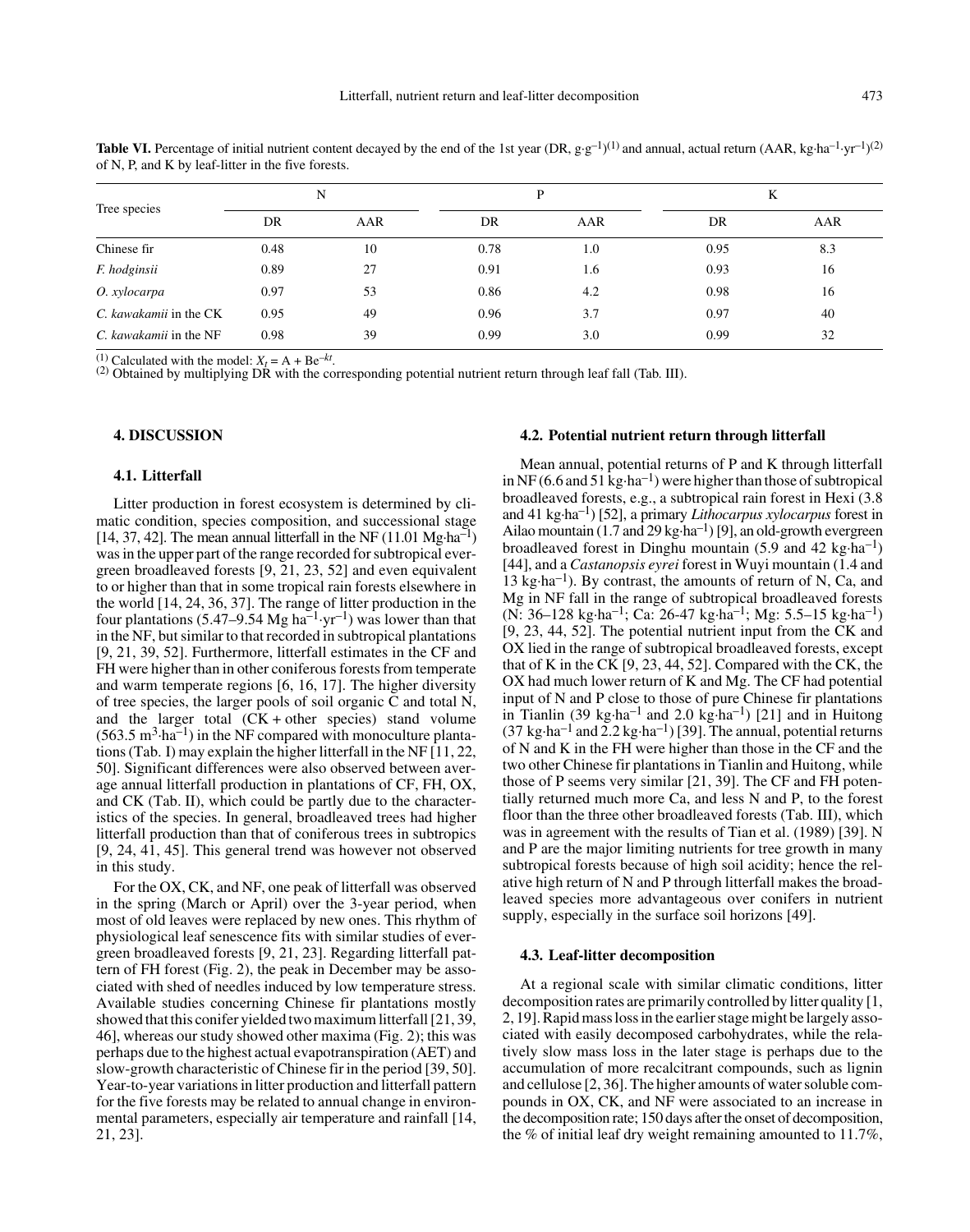**Table VI.** Percentage of initial nutrient content decayed by the end of the 1st year (DR, $g \cdot g^{-1}$)[(1)] and annual, actual return (AAR, $kg \cdot ha^{-1} \cdot yr^{-1}$)[(2)] of N, P, and K by leaf-litter in the five forests.

| Tree species | N | | P | | K | |
|---|---|---|---|---|---|---|
| | DR | AAR | DR | AAR | DR | AAR |
| Chinese fir | 0.48 | 10 | 0.78 | 1.0 | 0.95 | 8.3 |
| *F. hodginsii* | 0.89 | 27 | 0.91 | 1.6 | 0.93 | 16 |
| *O. xylocarpa* | 0.97 | 53 | 0.86 | 4.2 | 0.98 | 16 |
| *C. kawakamii* in the CK | 0.95 | 49 | 0.96 | 3.7 | 0.97 | 40 |
| *C. kawakamii* in the NF | 0.98 | 39 | 0.99 | 3.0 | 0.99 | 32 |

[(1)] Calculated with the model: $X_t = A + Be^{-kt}$.
[(2)] Obtained by multiplying DR with the corresponding potential nutrient return through leaf fall (Tab. III).

## 4. DISCUSSION

### 4.1. Litterfall

Litter production in forest ecosystem is determined by climatic condition, species composition, and successional stage [14, 37, 42]. The mean annual litterfall in the NF (11.01 $Mg \cdot ha^{-1}$) was in the upper part of the range recorded for subtropical evergreen broadleaved forests [9, 21, 23, 52] and even equivalent to or higher than that in some tropical rain forests elsewhere in the world [14, 24, 36, 37]. The range of litter production in the four plantations (5.47–9.54 $Mg\ ha^{-1} \cdot yr^{-1}$) was lower than that in the NF, but similar to that recorded in subtropical plantations [9, 21, 39, 52]. Furthermore, litterfall estimates in the CF and FH were higher than in other coniferous forests from temperate and warm temperate regions [6, 16, 17]. The higher diversity of tree species, the larger pools of soil organic C and total N, and the larger total (CK + other species) stand volume (563.5 $m^3 \cdot ha^{-1}$) in the NF compared with monoculture plantations (Tab. I) may explain the higher litterfall in the NF [11, 22, 50]. Significant differences were also observed between average annual litterfall production in plantations of CF, FH, OX, and CK (Tab. II), which could be partly due to the characteristics of the species. In general, broadleaved trees had higher litterfall production than that of coniferous trees in subtropics [9, 24, 41, 45]. This general trend was however not observed in this study.

For the OX, CK, and NF, one peak of litterfall was observed in the spring (March or April) over the 3-year period, when most of old leaves were replaced by new ones. This rhythm of physiological leaf senescence fits with similar studies of evergreen broadleaved forests [9, 21, 23]. Regarding litterfall pattern of FH forest (Fig. 2), the peak in December may be associated with shed of needles induced by low temperature stress. Available studies concerning Chinese fir plantations mostly showed that this conifer yielded two maximum litterfall [21, 39, 46], whereas our study showed other maxima (Fig. 2); this was perhaps due to the highest actual evapotranspiration (AET) and slow-growth characteristic of Chinese fir in the period [39, 50]. Year-to-year variations in litter production and litterfall pattern for the five forests may be related to annual change in environmental parameters, especially air temperature and rainfall [14, 21, 23].

### 4.2. Potential nutrient return through litterfall

Mean annual, potential returns of P and K through litterfall in NF (6.6 and 51 $kg \cdot ha^{-1}$) were higher than those of subtropical broadleaved forests, e.g., a subtropical rain forest in Hexi (3.8 and 41 $kg \cdot ha^{-1}$) [52], a primary *Lithocarpus xylocarpus* forest in Ailao mountain (1.7 and 29 $kg \cdot ha^{-1}$) [9], an old-growth evergreen broadleaved forest in Dinghu mountain (5.9 and 42 $kg \cdot ha^{-1}$) [44], and a *Castanopsis eyrei* forest in Wuyi mountain (1.4 and 13 $kg \cdot ha^{-1}$). By contrast, the amounts of return of N, Ca, and Mg in NF fall in the range of subtropical broadleaved forests (N: 36–128 $kg \cdot ha^{-1}$; Ca: 26-47 $kg \cdot ha^{-1}$; Mg: 5.5–15 $kg \cdot ha^{-1}$) [9, 23, 44, 52]. The potential nutrient input from the CK and OX lied in the range of subtropical broadleaved forests, except that of K in the CK [9, 23, 44, 52]. Compared with the CK, the OX had much lower return of K and Mg. The CF had potential input of N and P close to those of pure Chinese fir plantations in Tianlin (39 $kg \cdot ha^{-1}$ and 2.0 $kg \cdot ha^{-1}$) [21] and in Huitong (37 $kg \cdot ha^{-1}$ and 2.2 $kg \cdot ha^{-1}$) [39]. The annual, potential returns of N and K in the FH were higher than those in the CF and the two other Chinese fir plantations in Tianlin and Huitong, while those of P seems very similar [21, 39]. The CF and FH potentially returned much more Ca, and less N and P, to the forest floor than the three other broadleaved forests (Tab. III), which was in agreement with the results of Tian et al. (1989) [39]. N and P are the major limiting nutrients for tree growth in many subtropical forests because of high soil acidity; hence the relative high return of N and P through litterfall makes the broadleaved species more advantageous over conifers in nutrient supply, especially in the surface soil horizons [49].

### 4.3. Leaf-litter decomposition

At a regional scale with similar climatic conditions, litter decomposition rates are primarily controlled by litter quality [1, 2, 19]. Rapid mass loss in the earlier stage might be largely associated with easily decomposed carbohydrates, while the relatively slow mass loss in the later stage is perhaps due to the accumulation of more recalcitrant compounds, such as lignin and cellulose [2, 36]. The higher amounts of water soluble compounds in OX, CK, and NF were associated to an increase in the decomposition rate; 150 days after the onset of decomposition, the % of initial leaf dry weight remaining amounted to 11.7%,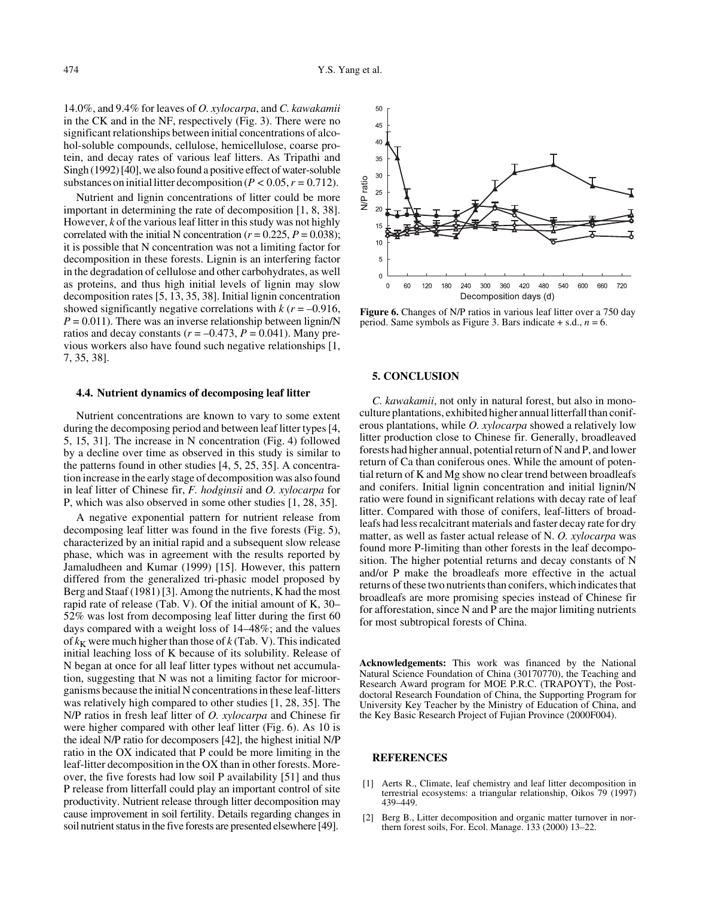14.0%, and 9.4% for leaves of *O. xylocarpa*, and *C. kawakamii* in the CK and in the NF, respectively (Fig. 3). There were no significant relationships between initial concentrations of alcohol-soluble compounds, cellulose, hemicellulose, coarse protein, and decay rates of various leaf litters. As Tripathi and Singh (1992) [40], we also found a positive effect of water-soluble substances on initial litter decomposition ($P < 0.05$, $r = 0.712$).

Nutrient and lignin concentrations of litter could be more important in determining the rate of decomposition [1, 8, 38]. However, *k* of the various leaf litter in this study was not highly correlated with the initial N concentration ($r = 0.225$, $P = 0.038$); it is possible that N concentration was not a limiting factor for decomposition in these forests. Lignin is an interfering factor in the degradation of cellulose and other carbohydrates, as well as proteins, and thus high initial levels of lignin may slow decomposition rates [5, 13, 35, 38]. Initial lignin concentration showed significantly negative correlations with *k* ($r = -0.916$, $P = 0.011$). There was an inverse relationship between lignin/N ratios and decay constants ($r = -0.473$, $P = 0.041$). Many previous workers also have found such negative relationships [1, 7, 35, 38].

### 4.4. Nutrient dynamics of decomposing leaf litter

Nutrient concentrations are known to vary to some extent during the decomposing period and between leaf litter types [4, 5, 15, 31]. The increase in N concentration (Fig. 4) followed by a decline over time as observed in this study is similar to the patterns found in other studies [4, 5, 25, 35]. A concentration increase in the early stage of decomposition was also found in leaf litter of Chinese fir, *F. hodginsii* and *O. xylocarpa* for P, which was also observed in some other studies [1, 28, 35].

A negative exponential pattern for nutrient release from decomposing leaf litter was found in the five forests (Fig. 5), characterized by an initial rapid and a subsequent slow release phase, which was in agreement with the results reported by Jamaludheen and Kumar (1999) [15]. However, this pattern differed from the generalized tri-phasic model proposed by Berg and Staaf (1981) [3]. Among the nutrients, K had the most rapid rate of release (Tab. V). Of the initial amount of K, 30–52% was lost from decomposing leaf litter during the first 60 days compared with a weight loss of 14–48%; and the values of $k_K$ were much higher than those of *k* (Tab. V). This indicated initial leaching loss of K because of its solubility. Release of N began at once for all leaf litter types without net accumulation, suggesting that N was not a limiting factor for microorganisms because the initial N concentrations in these leaf-litters was relatively high compared to other studies [1, 28, 35]. The N/P ratios in fresh leaf litter of *O. xylocarpa* and Chinese fir were higher compared with other leaf litter (Fig. 6). As 10 is the ideal N/P ratio for decomposers [42], the highest initial N/P ratio in the OX indicated that P could be more limiting in the leaf-litter decomposition in the OX than in other forests. Moreover, the five forests had low soil P availability [51] and thus P release from litterfall could play an important control of site productivity. Nutrient release through litter decomposition may cause improvement in soil fertility. Details regarding changes in soil nutrient status in the five forests are presented elsewhere [49].

N/P ratio

0 5 10 15 20 25 30 35 40 45 50

0 60 120 180 240 300 360 420 480 540 600 660 720

Decomposition days (d)

**Figure 6.** Changes of N/P ratios in various leaf litter over a 750 day period. Same symbols as Figure 3. Bars indicate + s.d., $n = 6$.

## 5. CONCLUSION

*C. kawakamii*, not only in natural forest, but also in monoculture plantations, exhibited higher annual litterfall than coniferous plantations, while *O. xylocarpa* showed a relatively low litter production close to Chinese fir. Generally, broadleaved forests had higher annual, potential return of N and P, and lower return of Ca than coniferous ones. While the amount of potential return of K and Mg show no clear trend between broadleafs and conifers. Initial lignin concentration and initial lignin/N ratio were found in significant relations with decay rate of leaf litter. Compared with those of conifers, leaf-litters of broadleafs had less recalcitrant materials and faster decay rate for dry matter, as well as faster actual release of N. *O. xylocarpa* was found more P-limiting than other forests in the leaf decomposition. The higher potential returns and decay constants of N and/or P make the broadleafs more effective in the actual returns of these two nutrients than conifers, which indicates that broadleafs are more promising species instead of Chinese fir for afforestation, since N and P are the major limiting nutrients for most subtropical forests of China.

**Acknowledgements:** This work was financed by the National Natural Science Foundation of China (30170770), the Teaching and Research Award program for MOE P.R.C. (TRAPOYT), the Postdoctoral Research Foundation of China, the Supporting Program for University Key Teacher by the Ministry of Education of China, and the Key Basic Research Project of Fujian Province (2000F004).

## REFERENCES

[1] Aerts R., Climate, leaf chemistry and leaf litter decomposition in terrestrial ecosystems: a triangular relationship, Oikos 79 (1997) 439–449.

[2] Berg B., Litter decomposition and organic matter turnover in northern forest soils, For. Ecol. Manage. 133 (2000) 13–22.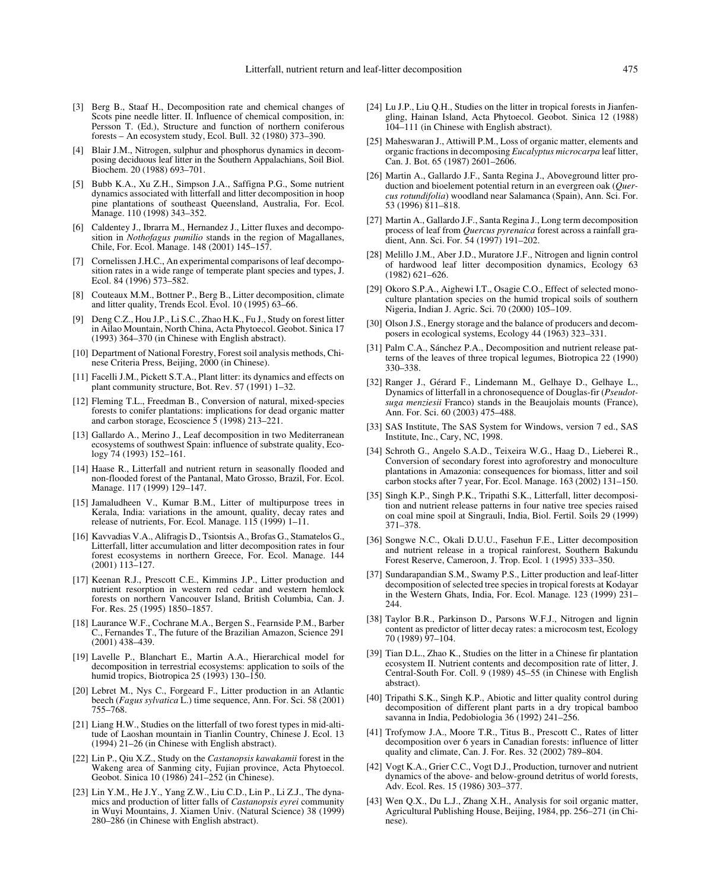[3] Berg B., Staaf H., Decomposition rate and chemical changes of Scots pine needle litter. II. Influence of chemical composition, in: Persson T. (Ed.), Structure and function of northern coniferous forests – An ecosystem study, Ecol. Bull. 32 (1980) 373–390.

[4] Blair J.M., Nitrogen, sulphur and phosphorus dynamics in decomposing deciduous leaf litter in the Southern Appalachians, Soil Biol. Biochem. 20 (1988) 693–701.

[5] Bubb K.A., Xu Z.H., Simpson J.A., Saffigna P.G., Some nutrient dynamics associated with litterfall and litter decomposition in hoop pine plantations of southeast Queensland, Australia, For. Ecol. Manage. 110 (1998) 343–352.

[6] Caldentey J., Ibrarra M., Hernandez J., Litter fluxes and decomposition in *Nothofagus pumilio* stands in the region of Magallanes, Chile, For. Ecol. Manage. 148 (2001) 145–157.

[7] Cornelissen J.H.C., An experimental comparisons of leaf decomposition rates in a wide range of temperate plant species and types, J. Ecol. 84 (1996) 573–582.

[8] Couteaux M.M., Bottner P., Berg B., Litter decomposition, climate and litter quality, Trends Ecol. Evol. 10 (1995) 63–66.

[9] Deng C.Z., Hou J.P., Li S.C., Zhao H.K., Fu J., Study on forest litter in Ailao Mountain, North China, Acta Phytoecol. Geobot. Sinica 17 (1993) 364–370 (in Chinese with English abstract).

[10] Department of National Forestry, Forest soil analysis methods, Chinese Criteria Press, Beijing, 2000 (in Chinese).

[11] Facelli J.M., Pickett S.T.A., Plant litter: its dynamics and effects on plant community structure, Bot. Rev. 57 (1991) 1–32.

[12] Fleming T.L., Freedman B., Conversion of natural, mixed-species forests to conifer plantations: implications for dead organic matter and carbon storage, Ecoscience 5 (1998) 213–221.

[13] Gallardo A., Merino J., Leaf decomposition in two Mediterranean ecosystems of southwest Spain: influence of substrate quality, Ecology 74 (1993) 152–161.

[14] Haase R., Litterfall and nutrient return in seasonally flooded and non-flooded forest of the Pantanal, Mato Grosso, Brazil, For. Ecol. Manage. 117 (1999) 129–147.

[15] Jamaludheen V., Kumar B.M., Litter of multipurpose trees in Kerala, India: variations in the amount, quality, decay rates and release of nutrients, For. Ecol. Manage. 115 (1999) 1–11.

[16] Kavvadias V.A., Alifragis D., Tsiontsis A., Brofas G., Stamatelos G., Litterfall, litter accumulation and litter decomposition rates in four forest ecosystems in northern Greece, For. Ecol. Manage. 144 (2001) 113–127.

[17] Keenan R.J., Prescott C.E., Kimmins J.P., Litter production and nutrient resorption in western red cedar and western hemlock forests on northern Vancouver Island, British Columbia, Can. J. For. Res. 25 (1995) 1850–1857.

[18] Laurance W.F., Cochrane M.A., Bergen S., Fearnside P.M., Barber C., Fernandes T., The future of the Brazilian Amazon, Science 291 (2001) 438–439.

[19] Lavelle P., Blanchart E., Martin A.A., Hierarchical model for decomposition in terrestrial ecosystems: application to soils of the humid tropics, Biotropica 25 (1993) 130–150.

[20] Lebret M., Nys C., Forgeard F., Litter production in an Atlantic beech (*Fagus sylvatica* L.) time sequence, Ann. For. Sci. 58 (2001) 755–768.

[21] Liang H.W., Studies on the litterfall of two forest types in mid-altitude of Laoshan mountain in Tianlin Country, Chinese J. Ecol. 13 (1994) 21–26 (in Chinese with English abstract).

[22] Lin P., Qiu X.Z., Study on the *Castanopsis kawakamii* forest in the Wakeng area of Sanming city, Fujian province, Acta Phytoecol. Geobot. Sinica 10 (1986) 241–252 (in Chinese).

[23] Lin Y.M., He J.Y., Yang Z.W., Liu C.D., Lin P., Li Z.J., The dynamics and production of litter falls of *Castanopsis eyrei* community in Wuyi Mountains, J. Xiamen Univ. (Natural Science) 38 (1999) 280–286 (in Chinese with English abstract).

[24] Lu J.P., Liu Q.H., Studies on the litter in tropical forests in Jianfengling, Hainan Island, Acta Phytoecol. Geobot. Sinica 12 (1988) 104–111 (in Chinese with English abstract).

[25] Maheswaran J., Attiwill P.M., Loss of organic matter, elements and organic fractions in decomposing *Eucalyptus microcarpa* leaf litter, Can. J. Bot. 65 (1987) 2601–2606.

[26] Martin A., Gallardo J.F., Santa Regina J., Aboveground litter production and bioelement potential return in an evergreen oak (*Quercus rotundifolia*) woodland near Salamanca (Spain), Ann. Sci. For. 53 (1996) 811–818.

[27] Martin A., Gallardo J.F., Santa Regina J., Long term decomposition process of leaf from *Quercus pyrenaica* forest across a rainfall gradient, Ann. Sci. For. 54 (1997) 191–202.

[28] Melillo J.M., Aber J.D., Muratore J.F., Nitrogen and lignin control of hardwood leaf litter decomposition dynamics, Ecology 63 (1982) 621–626.

[29] Okoro S.P.A., Aighewi I.T., Osagie C.O., Effect of selected monoculture plantation species on the humid tropical soils of southern Nigeria, Indian J. Agric. Sci. 70 (2000) 105–109.

[30] Olson J.S., Energy storage and the balance of producers and decomposers in ecological systems, Ecology 44 (1963) 323–331.

[31] Palm C.A., Sánchez P.A., Decomposition and nutrient release patterns of the leaves of three tropical legumes, Biotropica 22 (1990) 330–338.

[32] Ranger J., Gérard F., Lindemann M., Gelhaye D., Gelhaye L., Dynamics of litterfall in a chronosequence of Douglas-fir (*Pseudotsuga menziesii* Franco) stands in the Beaujolais mounts (France), Ann. For. Sci. 60 (2003) 475–488.

[33] SAS Institute, The SAS System for Windows, version 7 ed., SAS Institute, Inc., Cary, NC, 1998.

[34] Schroth G., Angelo S.A.D., Teixeira W.G., Haag D., Lieberei R., Conversion of secondary forest into agroforestry and monoculture plantations in Amazonia: consequences for biomass, litter and soil carbon stocks after 7 year, For. Ecol. Manage. 163 (2002) 131–150.

[35] Singh K.P., Singh P.K., Tripathi S.K., Litterfall, litter decomposition and nutrient release patterns in four native tree species raised on coal mine spoil at Singrauli, India, Biol. Fertil. Soils 29 (1999) 371–378.

[36] Songwe N.C., Okali D.U.U., Fasehun F.E., Litter decomposition and nutrient release in a tropical rainforest, Southern Bakundu Forest Reserve, Cameroon, J. Trop. Ecol. 1 (1995) 333–350.

[37] Sundarapandian S.M., Swamy P.S., Litter production and leaf-litter decomposition of selected tree species in tropical forests at Kodayar in the Western Ghats, India, For. Ecol. Manage. 123 (1999) 231–244.

[38] Taylor B.R., Parkinson D., Parsons W.F.J., Nitrogen and lignin content as predictor of litter decay rates: a microcosm test, Ecology 70 (1989) 97–104.

[39] Tian D.L., Zhao K., Studies on the litter in a Chinese fir plantation ecosystem II. Nutrient contents and decomposition rate of litter, J. Central-South For. Coll. 9 (1989) 45–55 (in Chinese with English abstract).

[40] Tripathi S.K., Singh K.P., Abiotic and litter quality control during decomposition of different plant parts in a dry tropical bamboo savanna in India, Pedobiologia 36 (1992) 241–256.

[41] Trofymow J.A., Moore T.R., Titus B., Prescott C., Rates of litter decomposition over 6 years in Canadian forests: influence of litter quality and climate, Can. J. For. Res. 32 (2002) 789–804.

[42] Vogt K.A., Grier C.C., Vogt D.J., Production, turnover and nutrient dynamics of the above- and below-ground detritus of world forests, Adv. Ecol. Res. 15 (1986) 303–377.

[43] Wen Q.X., Du L.J., Zhang X.H., Analysis for soil organic matter, Agricultural Publishing House, Beijing, 1984, pp. 256–271 (in Chinese).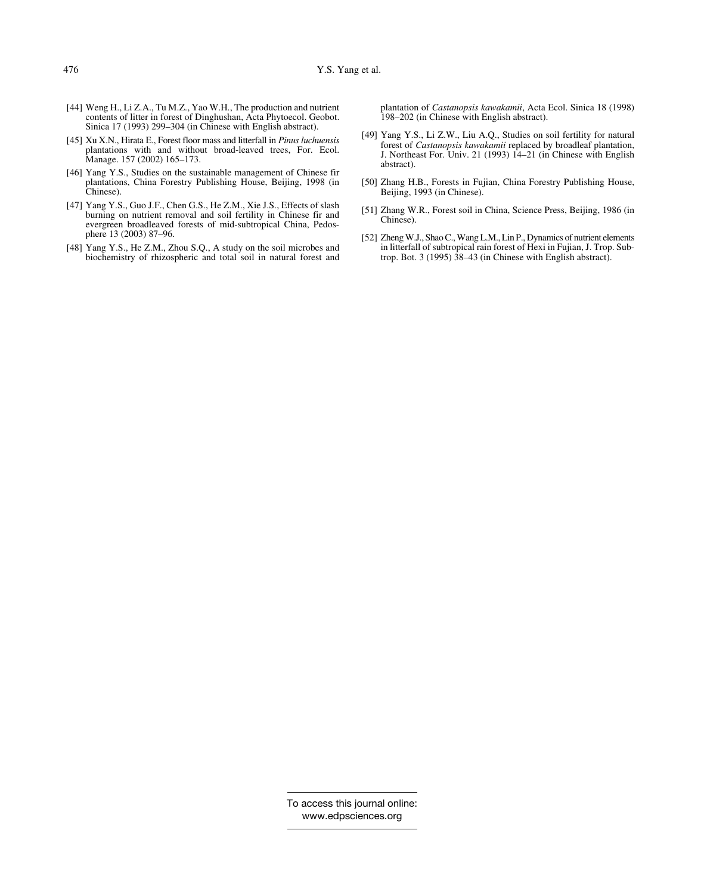[44] Weng H., Li Z.A., Tu M.Z., Yao W.H., The production and nutrient contents of litter in forest of Dinghushan, Acta Phytoecol. Geobot. Sinica 17 (1993) 299–304 (in Chinese with English abstract).

[45] Xu X.N., Hirata E., Forest floor mass and litterfall in *Pinus luchuensis* plantations with and without broad-leaved trees, For. Ecol. Manage. 157 (2002) 165–173.

[46] Yang Y.S., Studies on the sustainable management of Chinese fir plantations, China Forestry Publishing House, Beijing, 1998 (in Chinese).

[47] Yang Y.S., Guo J.F., Chen G.S., He Z.M., Xie J.S., Effects of slash burning on nutrient removal and soil fertility in Chinese fir and evergreen broadleaved forests of mid-subtropical China, Pedosphere 13 (2003) 87–96.

[48] Yang Y.S., He Z.M., Zhou S.Q., A study on the soil microbes and biochemistry of rhizospheric and total soil in natural forest and plantation of *Castanopsis kawakamii*, Acta Ecol. Sinica 18 (1998) 198–202 (in Chinese with English abstract).

[49] Yang Y.S., Li Z.W., Liu A.Q., Studies on soil fertility for natural forest of *Castanopsis kawakamii* replaced by broadleaf plantation, J. Northeast For. Univ. 21 (1993) 14–21 (in Chinese with English abstract).

[50] Zhang H.B., Forests in Fujian, China Forestry Publishing House, Beijing, 1993 (in Chinese).

[51] Zhang W.R., Forest soil in China, Science Press, Beijing, 1986 (in Chinese).

[52] Zheng W.J., Shao C., Wang L.M., Lin P., Dynamics of nutrient elements in litterfall of subtropical rain forest of Hexi in Fujian, J. Trop. Subtrop. Bot. 3 (1995) 38–43 (in Chinese with English abstract).

To access this journal online:
www.edpsciences.org